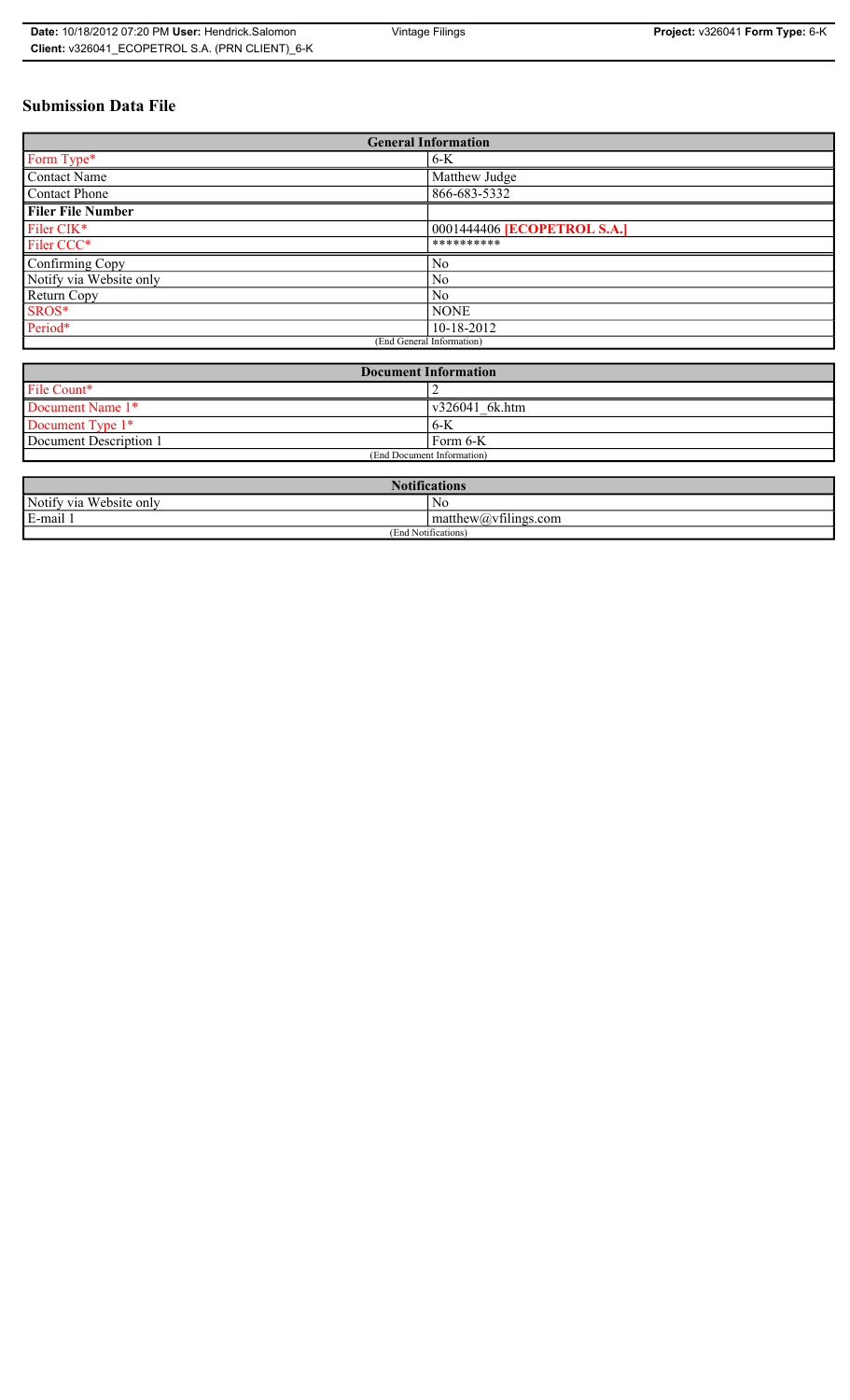# Submission Data File

| General Information | |
|---|---|
| Form Type* | 6-K |
| Contact Name | Matthew Judge |
| Contact Phone | 866-683-5332 |
| **Filer File Number** | |
| Filer CIK* | 0001444406 **[ECOPETROL S.A.]** |
| Filer CCC* | ********** |
| Confirming Copy | No |
| Notify via Website only | No |
| Return Copy | No |
| SROS* | NONE |
| Period* | 10-18-2012 |
| (End General Information) | |

| Document Information | |
|---|---|
| File Count* | 2 |
| Document Name 1* | v326041_6k.htm |
| Document Type 1* | 6-K |
| Document Description 1 | Form 6-K |
| (End Document Information) | |

| Notifications | |
|---|---|
| Notify via Website only | No |
| E-mail 1 | matthew@vfilings.com |
| (End Notifications) | |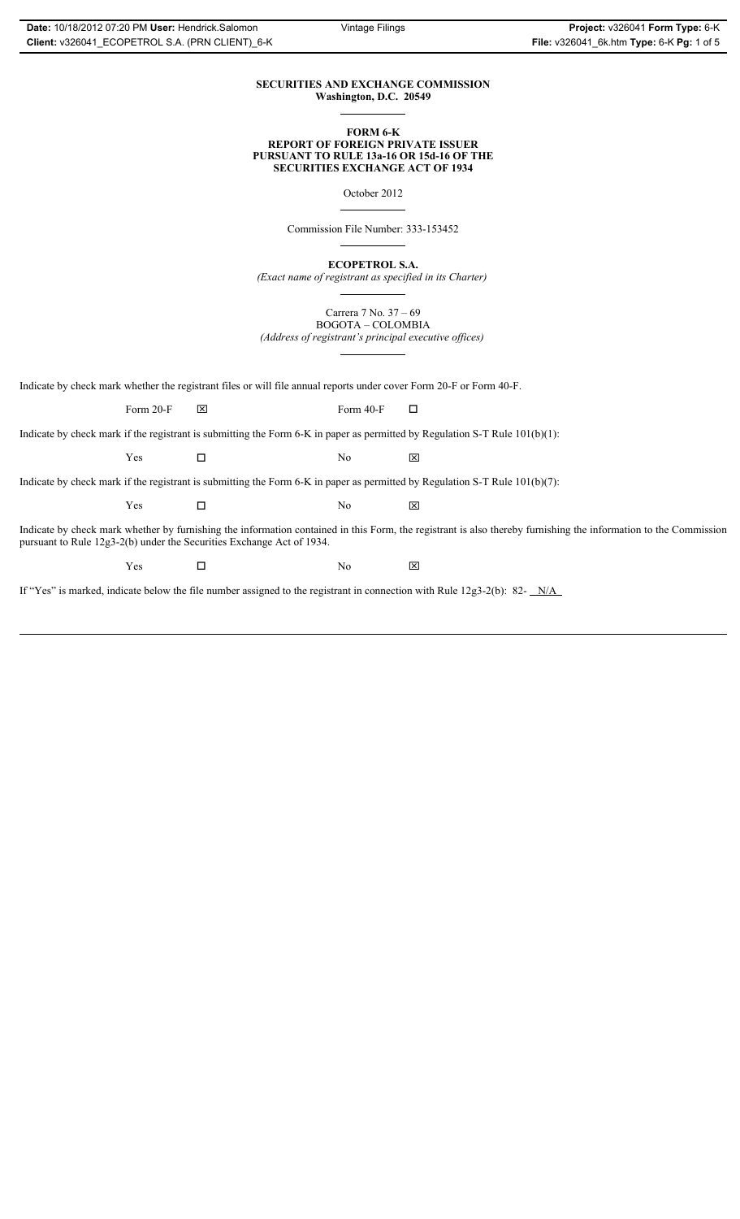**SECURITIES AND EXCHANGE COMMISSION**
**Washington, D.C. 20549**

---

**FORM 6-K**
**REPORT OF FOREIGN PRIVATE ISSUER**
**PURSUANT TO RULE 13a-16 OR 15d-16 OF THE**
**SECURITIES EXCHANGE ACT OF 1934**

October 2012

---

Commission File Number: 333-153452

---

**ECOPETROL S.A.**

*(Exact name of registrant as specified in its Charter)*

---

Carrera 7 No. 37 – 69
BOGOTA – COLOMBIA
*(Address of registrant's principal executive offices)*

---

Indicate by check mark whether the registrant files or will file annual reports under cover Form 20-F or Form 40-F.

Form 20-F ☒ Form 40-F ☐

Indicate by check mark if the registrant is submitting the Form 6-K in paper as permitted by Regulation S-T Rule 101(b)(1):

Yes ☐ No ☒

Indicate by check mark if the registrant is submitting the Form 6-K in paper as permitted by Regulation S-T Rule 101(b)(7):

Yes ☐ No ☒

Indicate by check mark whether by furnishing the information contained in this Form, the registrant is also thereby furnishing the information to the Commission pursuant to Rule 12g3-2(b) under the Securities Exchange Act of 1934.

Yes ☐ No ☒

If "Yes" is marked, indicate below the file number assigned to the registrant in connection with Rule 12g3-2(b): 82- N/A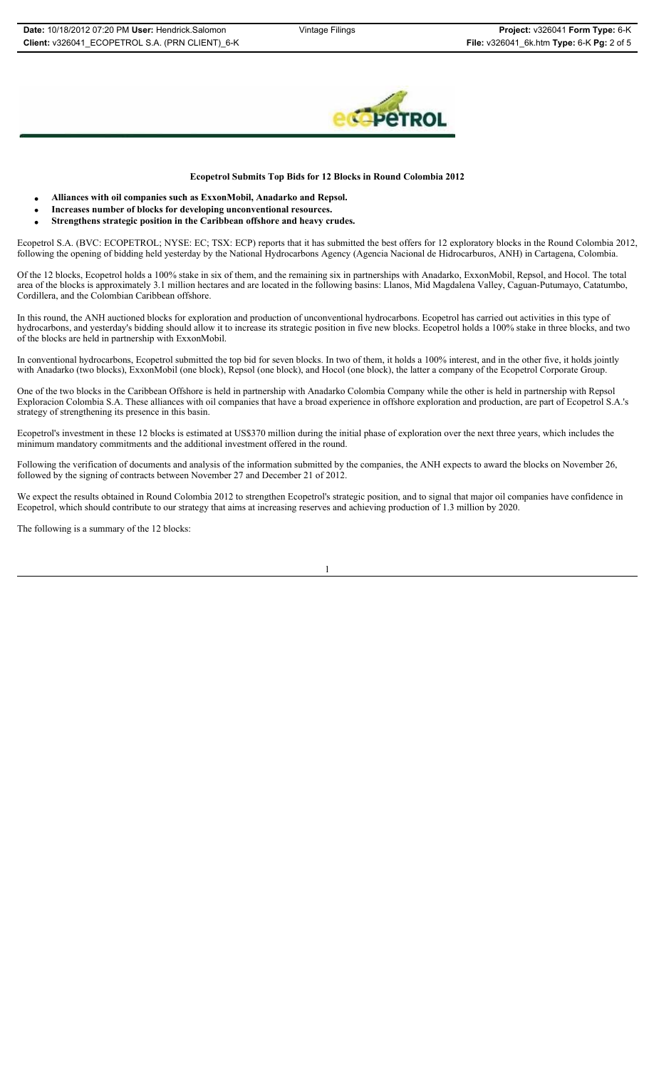**Ecopetrol Submits Top Bids for 12 Blocks in Round Colombia 2012**

- **Alliances with oil companies such as ExxonMobil, Anadarko and Repsol.**
- **Increases number of blocks for developing unconventional resources.**
- **Strengthens strategic position in the Caribbean offshore and heavy crudes.**

Ecopetrol S.A. (BVC: ECOPETROL; NYSE: EC; TSX: ECP) reports that it has submitted the best offers for 12 exploratory blocks in the Round Colombia 2012, following the opening of bidding held yesterday by the National Hydrocarbons Agency (Agencia Nacional de Hidrocarburos, ANH) in Cartagena, Colombia.

Of the 12 blocks, Ecopetrol holds a 100% stake in six of them, and the remaining six in partnerships with Anadarko, ExxonMobil, Repsol, and Hocol. The total area of the blocks is approximately 3.1 million hectares and are located in the following basins: Llanos, Mid Magdalena Valley, Caguan-Putumayo, Catatumbo, Cordillera, and the Colombian Caribbean offshore.

In this round, the ANH auctioned blocks for exploration and production of unconventional hydrocarbons. Ecopetrol has carried out activities in this type of hydrocarbons, and yesterday's bidding should allow it to increase its strategic position in five new blocks. Ecopetrol holds a 100% stake in three blocks, and two of the blocks are held in partnership with ExxonMobil.

In conventional hydrocarbons, Ecopetrol submitted the top bid for seven blocks. In two of them, it holds a 100% interest, and in the other five, it holds jointly with Anadarko (two blocks), ExxonMobil (one block), Repsol (one block), and Hocol (one block), the latter a company of the Ecopetrol Corporate Group.

One of the two blocks in the Caribbean Offshore is held in partnership with Anadarko Colombia Company while the other is held in partnership with Repsol Exploracion Colombia S.A. These alliances with oil companies that have a broad experience in offshore exploration and production, are part of Ecopetrol S.A.'s strategy of strengthening its presence in this basin.

Ecopetrol's investment in these 12 blocks is estimated at US$370 million during the initial phase of exploration over the next three years, which includes the minimum mandatory commitments and the additional investment offered in the round.

Following the verification of documents and analysis of the information submitted by the companies, the ANH expects to award the blocks on November 26, followed by the signing of contracts between November 27 and December 21 of 2012.

We expect the results obtained in Round Colombia 2012 to strengthen Ecopetrol's strategic position, and to signal that major oil companies have confidence in Ecopetrol, which should contribute to our strategy that aims at increasing reserves and achieving production of 1.3 million by 2020.

The following is a summary of the 12 blocks: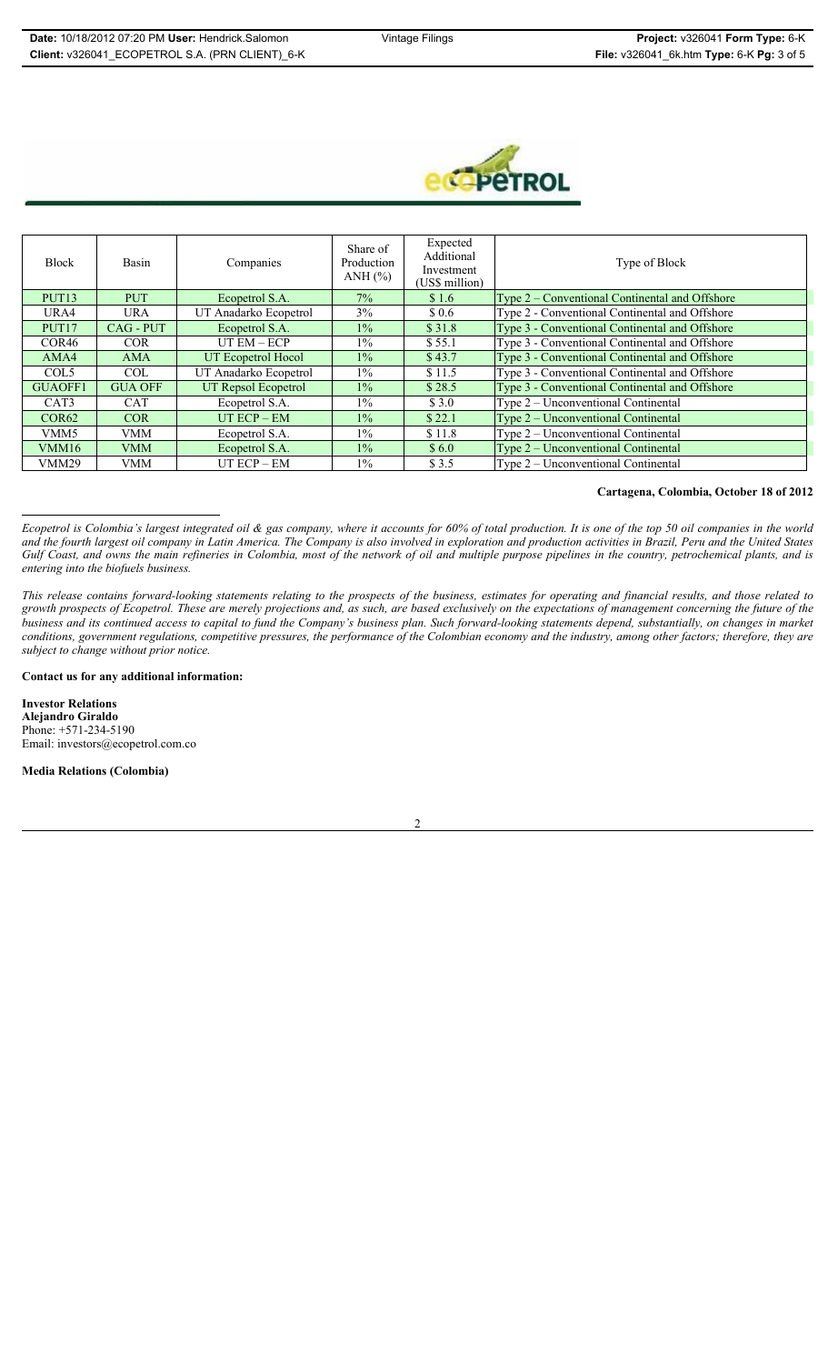| Block | Basin | Companies | Share of Production ANH (%) | Expected Additional Investment (US$ million) | Type of Block |
|---|---|---|---|---|---|
| PUT13 | PUT | Ecopetrol S.A. | 7% | $ 1.6 | Type 2 – Conventional Continental and Offshore |
| URA4 | URA | UT Anadarko Ecopetrol | 3% | $ 0.6 | Type 2 - Conventional Continental and Offshore |
| PUT17 | CAG - PUT | Ecopetrol S.A. | 1% | $ 31.8 | Type 3 - Conventional Continental and Offshore |
| COR46 | COR | UT EM – ECP | 1% | $ 55.1 | Type 3 - Conventional Continental and Offshore |
| AMA4 | AMA | UT Ecopetrol Hocol | 1% | $ 43.7 | Type 3 - Conventional Continental and Offshore |
| COL5 | COL | UT Anadarko Ecopetrol | 1% | $ 11.5 | Type 3 - Conventional Continental and Offshore |
| GUAOFF1 | GUA OFF | UT Repsol Ecopetrol | 1% | $ 28.5 | Type 3 - Conventional Continental and Offshore |
| CAT3 | CAT | Ecopetrol S.A. | 1% | $ 3.0 | Type 2 – Unconventional Continental |
| COR62 | COR | UT ECP – EM | 1% | $ 22.1 | Type 2 – Unconventional Continental |
| VMM5 | VMM | Ecopetrol S.A. | 1% | $ 11.8 | Type 2 – Unconventional Continental |
| VMM16 | VMM | Ecopetrol S.A. | 1% | $ 6.0 | Type 2 – Unconventional Continental |
| VMM29 | VMM | UT ECP – EM | 1% | $ 3.5 | Type 2 – Unconventional Continental |

**Cartagena, Colombia, October 18 of 2012**

---

*Ecopetrol is Colombia's largest integrated oil & gas company, where it accounts for 60% of total production. It is one of the top 50 oil companies in the world and the fourth largest oil company in Latin America. The Company is also involved in exploration and production activities in Brazil, Peru and the United States Gulf Coast, and owns the main refineries in Colombia, most of the network of oil and multiple purpose pipelines in the country, petrochemical plants, and is entering into the biofuels business.*

*This release contains forward-looking statements relating to the prospects of the business, estimates for operating and financial results, and those related to growth prospects of Ecopetrol. These are merely projections and, as such, are based exclusively on the expectations of management concerning the future of the business and its continued access to capital to fund the Company's business plan. Such forward-looking statements depend, substantially, on changes in market conditions, government regulations, competitive pressures, the performance of the Colombian economy and the industry, among other factors; therefore, they are subject to change without prior notice.*

**Contact us for any additional information:**

**Investor Relations**
**Alejandro Giraldo**
Phone: +571-234-5190
Email: investors@ecopetrol.com.co

**Media Relations (Colombia)**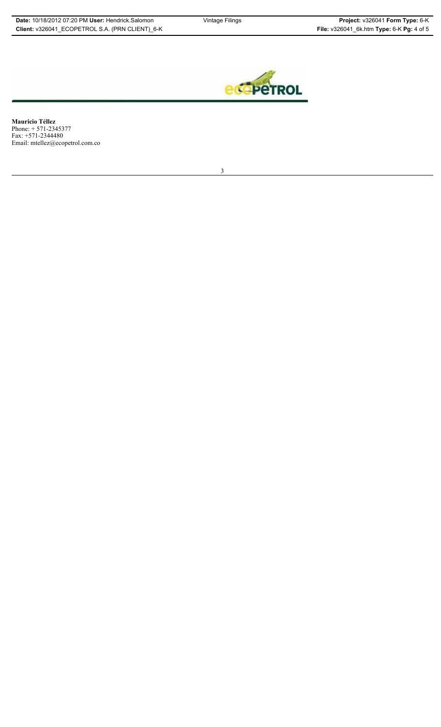**Mauricio Téllez**
Phone: + 571-2345377
Fax: +571-2344480
Email: mtellez@ecopetrol.com.co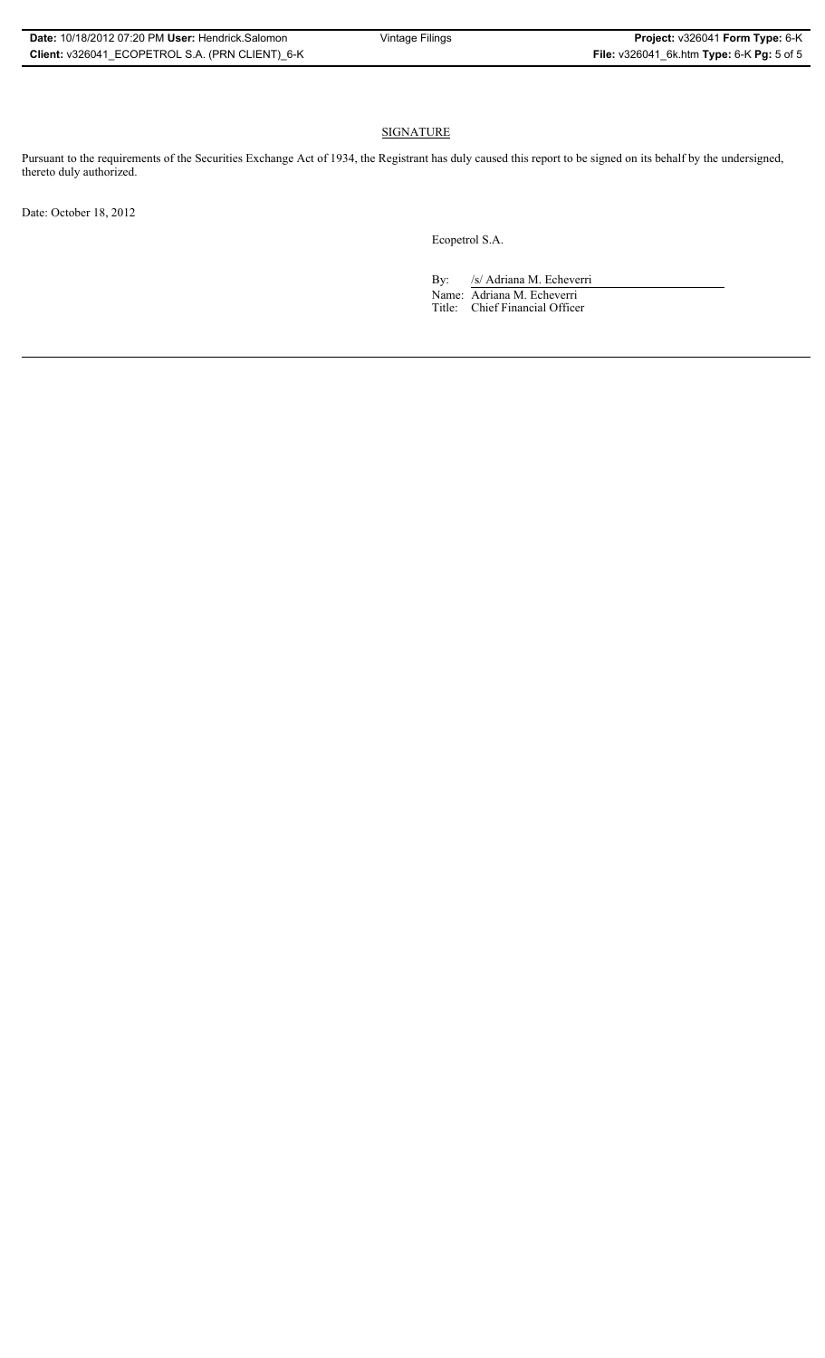## SIGNATURE

Pursuant to the requirements of the Securities Exchange Act of 1934, the Registrant has duly caused this report to be signed on its behalf by the undersigned, thereto duly authorized.

Date: October 18, 2012

Ecopetrol S.A.

By: /s/ Adriana M. Echeverri

Name: Adriana M. Echeverri

Title: Chief Financial Officer